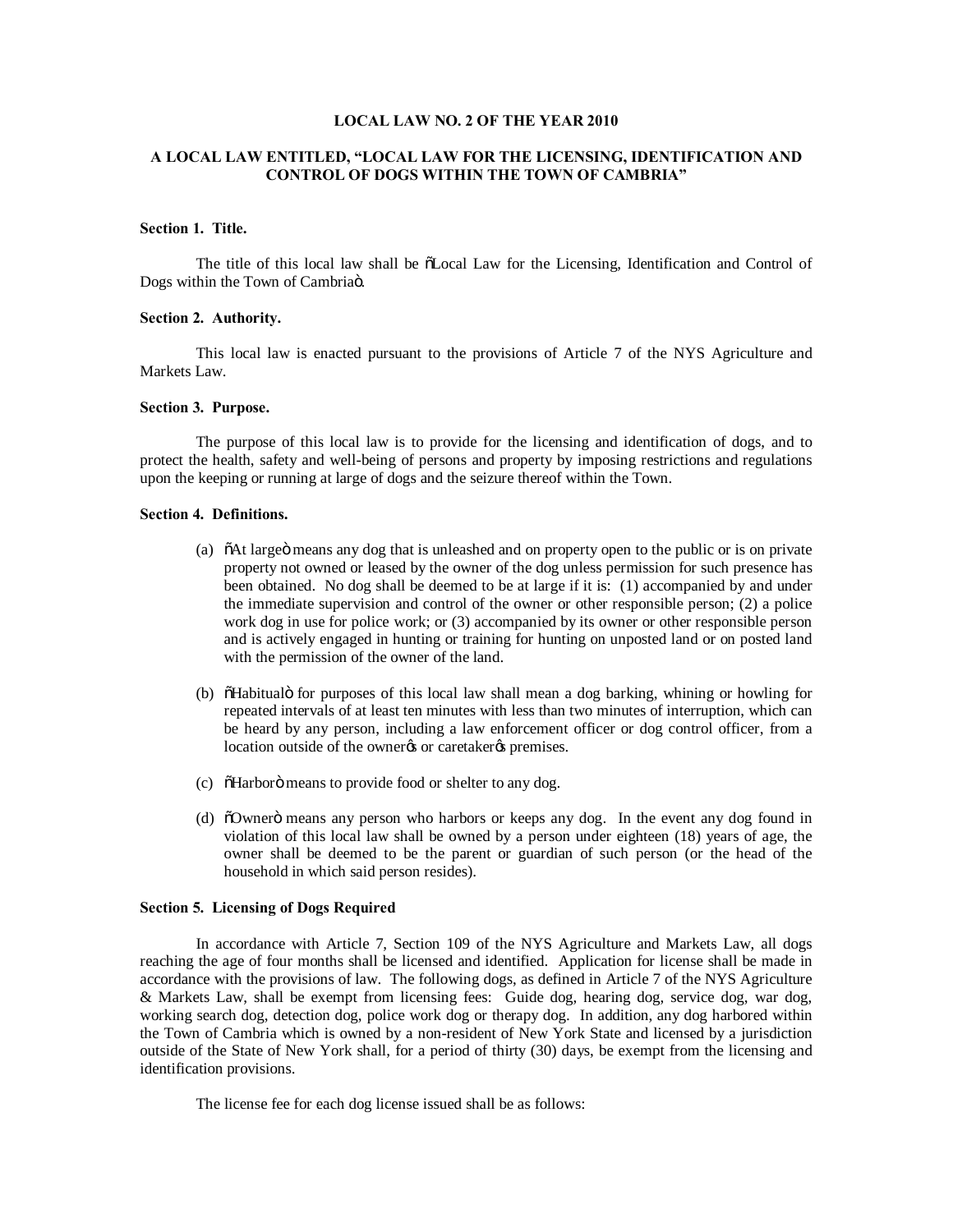**LOCAL LAW NO. 2 OF THE YEAR 2010**

**A LOCAL LAW ENTITLED, "LOCAL LAW FOR THE LICENSING, IDENTIFICATION AND CONTROL OF DOGS WITHIN THE TOWN OF CAMBRIA"**

**Section 1. Title.**

The title of this local law shall be "Local Law for the Licensing, Identification and Control of Dogs within the Town of Cambria".

**Section 2. Authority.**

This local law is enacted pursuant to the provisions of Article 7 of the NYS Agriculture and Markets Law.

**Section 3. Purpose.**

The purpose of this local law is to provide for the licensing and identification of dogs, and to protect the health, safety and well-being of persons and property by imposing restrictions and regulations upon the keeping or running at large of dogs and the seizure thereof within the Town.

**Section 4. Definitions.**

(a) "At large" means any dog that is unleashed and on property open to the public or is on private property not owned or leased by the owner of the dog unless permission for such presence has been obtained. No dog shall be deemed to be at large if it is: (1) accompanied by and under the immediate supervision and control of the owner or other responsible person; (2) a police work dog in use for police work; or (3) accompanied by its owner or other responsible person and is actively engaged in hunting or training for hunting on unposted land or on posted land with the permission of the owner of the land.

(b) "Habitual" for purposes of this local law shall mean a dog barking, whining or howling for repeated intervals of at least ten minutes with less than two minutes of interruption, which can be heard by any person, including a law enforcement officer or dog control officer, from a location outside of the owner's or caretaker's premises.

(c) "Harbor" means to provide food or shelter to any dog.

(d) "Owner" means any person who harbors or keeps any dog. In the event any dog found in violation of this local law shall be owned by a person under eighteen (18) years of age, the owner shall be deemed to be the parent or guardian of such person (or the head of the household in which said person resides).

**Section 5. Licensing of Dogs Required**

In accordance with Article 7, Section 109 of the NYS Agriculture and Markets Law, all dogs reaching the age of four months shall be licensed and identified. Application for license shall be made in accordance with the provisions of law. The following dogs, as defined in Article 7 of the NYS Agriculture & Markets Law, shall be exempt from licensing fees: Guide dog, hearing dog, service dog, war dog, working search dog, detection dog, police work dog or therapy dog. In addition, any dog harbored within the Town of Cambria which is owned by a non-resident of New York State and licensed by a jurisdiction outside of the State of New York shall, for a period of thirty (30) days, be exempt from the licensing and identification provisions.

The license fee for each dog license issued shall be as follows: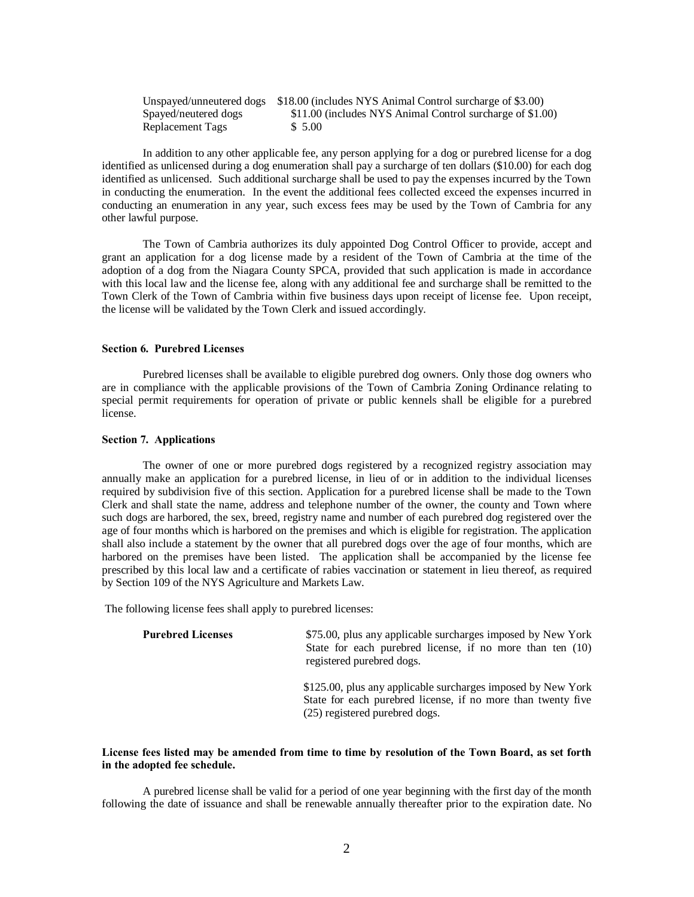| | |
|---|---|
| Unspayed/unneutered dogs | $18.00 (includes NYS Animal Control surcharge of $3.00) |
| Spayed/neutered dogs | $11.00 (includes NYS Animal Control surcharge of $1.00) |
| Replacement Tags | $ 5.00 |

In addition to any other applicable fee, any person applying for a dog or purebred license for a dog identified as unlicensed during a dog enumeration shall pay a surcharge of ten dollars ($10.00) for each dog identified as unlicensed. Such additional surcharge shall be used to pay the expenses incurred by the Town in conducting the enumeration. In the event the additional fees collected exceed the expenses incurred in conducting an enumeration in any year, such excess fees may be used by the Town of Cambria for any other lawful purpose.

The Town of Cambria authorizes its duly appointed Dog Control Officer to provide, accept and grant an application for a dog license made by a resident of the Town of Cambria at the time of the adoption of a dog from the Niagara County SPCA, provided that such application is made in accordance with this local law and the license fee, along with any additional fee and surcharge shall be remitted to the Town Clerk of the Town of Cambria within five business days upon receipt of license fee. Upon receipt, the license will be validated by the Town Clerk and issued accordingly.

**Section 6. Purebred Licenses**

Purebred licenses shall be available to eligible purebred dog owners. Only those dog owners who are in compliance with the applicable provisions of the Town of Cambria Zoning Ordinance relating to special permit requirements for operation of private or public kennels shall be eligible for a purebred license.

**Section 7. Applications**

The owner of one or more purebred dogs registered by a recognized registry association may annually make an application for a purebred license, in lieu of or in addition to the individual licenses required by subdivision five of this section. Application for a purebred license shall be made to the Town Clerk and shall state the name, address and telephone number of the owner, the county and Town where such dogs are harbored, the sex, breed, registry name and number of each purebred dog registered over the age of four months which is harbored on the premises and which is eligible for registration. The application shall also include a statement by the owner that all purebred dogs over the age of four months, which are harbored on the premises have been listed. The application shall be accompanied by the license fee prescribed by this local law and a certificate of rabies vaccination or statement in lieu thereof, as required by Section 109 of the NYS Agriculture and Markets Law.

The following license fees shall apply to purebred licenses:

| | |
|---|---|
| **Purebred Licenses** | $75.00, plus any applicable surcharges imposed by New York State for each purebred license, if no more than ten (10) registered purebred dogs. |
| | $125.00, plus any applicable surcharges imposed by New York State for each purebred license, if no more than twenty five (25) registered purebred dogs. |

**License fees listed may be amended from time to time by resolution of the Town Board, as set forth in the adopted fee schedule.**

A purebred license shall be valid for a period of one year beginning with the first day of the month following the date of issuance and shall be renewable annually thereafter prior to the expiration date. No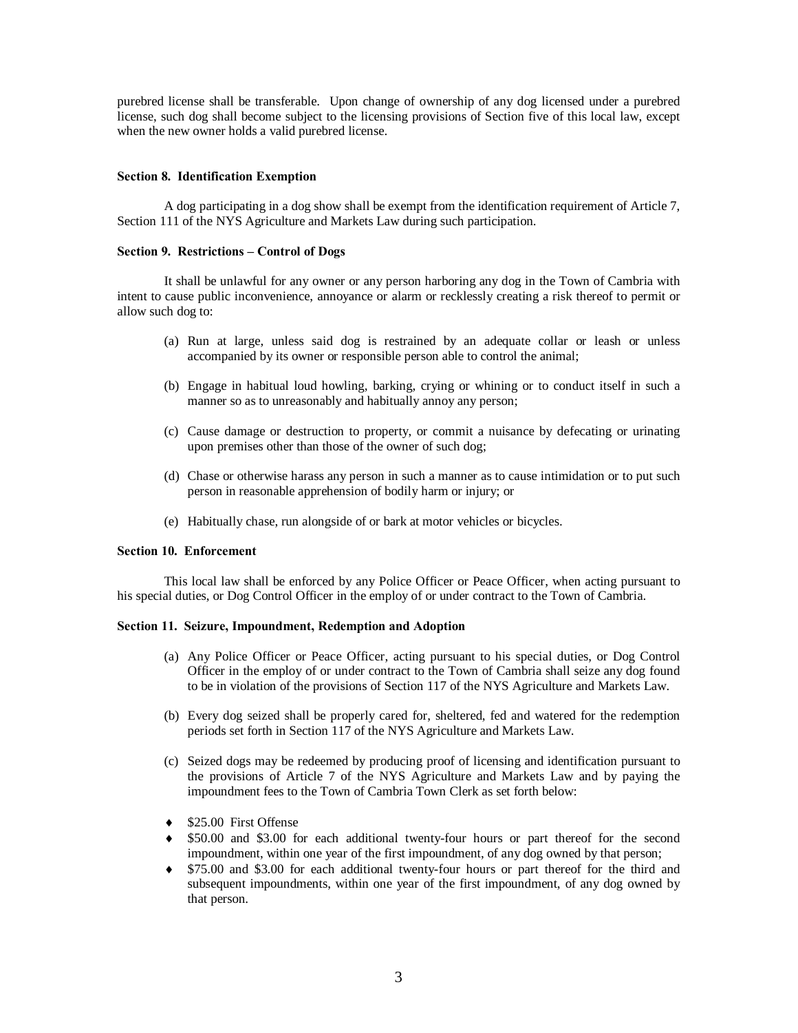purebred license shall be transferable. Upon change of ownership of any dog licensed under a purebred license, such dog shall become subject to the licensing provisions of Section five of this local law, except when the new owner holds a valid purebred license.

**Section 8. Identification Exemption**

A dog participating in a dog show shall be exempt from the identification requirement of Article 7, Section 111 of the NYS Agriculture and Markets Law during such participation.

**Section 9. Restrictions – Control of Dogs**

It shall be unlawful for any owner or any person harboring any dog in the Town of Cambria with intent to cause public inconvenience, annoyance or alarm or recklessly creating a risk thereof to permit or allow such dog to:

(a) Run at large, unless said dog is restrained by an adequate collar or leash or unless accompanied by its owner or responsible person able to control the animal;

(b) Engage in habitual loud howling, barking, crying or whining or to conduct itself in such a manner so as to unreasonably and habitually annoy any person;

(c) Cause damage or destruction to property, or commit a nuisance by defecating or urinating upon premises other than those of the owner of such dog;

(d) Chase or otherwise harass any person in such a manner as to cause intimidation or to put such person in reasonable apprehension of bodily harm or injury; or

(e) Habitually chase, run alongside of or bark at motor vehicles or bicycles.

**Section 10. Enforcement**

This local law shall be enforced by any Police Officer or Peace Officer, when acting pursuant to his special duties, or Dog Control Officer in the employ of or under contract to the Town of Cambria.

**Section 11. Seizure, Impoundment, Redemption and Adoption**

(a) Any Police Officer or Peace Officer, acting pursuant to his special duties, or Dog Control Officer in the employ of or under contract to the Town of Cambria shall seize any dog found to be in violation of the provisions of Section 117 of the NYS Agriculture and Markets Law.

(b) Every dog seized shall be properly cared for, sheltered, fed and watered for the redemption periods set forth in Section 117 of the NYS Agriculture and Markets Law.

(c) Seized dogs may be redeemed by producing proof of licensing and identification pursuant to the provisions of Article 7 of the NYS Agriculture and Markets Law and by paying the impoundment fees to the Town of Cambria Town Clerk as set forth below:

- $25.00 First Offense
- $50.00 and $3.00 for each additional twenty-four hours or part thereof for the second impoundment, within one year of the first impoundment, of any dog owned by that person;
- $75.00 and $3.00 for each additional twenty-four hours or part thereof for the third and subsequent impoundments, within one year of the first impoundment, of any dog owned by that person.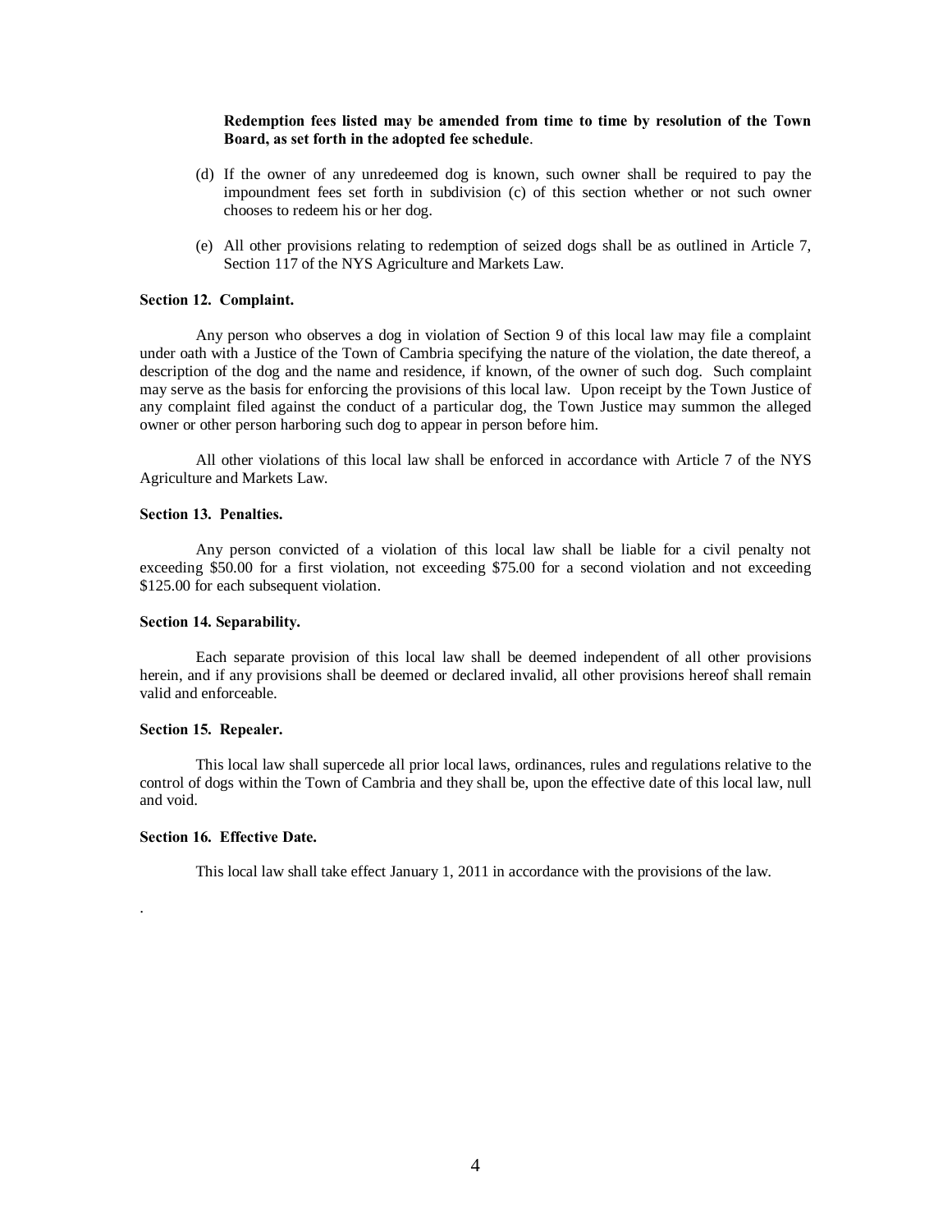**Redemption fees listed may be amended from time to time by resolution of the Town Board, as set forth in the adopted fee schedule**.

(d) If the owner of any unredeemed dog is known, such owner shall be required to pay the impoundment fees set forth in subdivision (c) of this section whether or not such owner chooses to redeem his or her dog.

(e) All other provisions relating to redemption of seized dogs shall be as outlined in Article 7, Section 117 of the NYS Agriculture and Markets Law.

**Section 12. Complaint.**

Any person who observes a dog in violation of Section 9 of this local law may file a complaint under oath with a Justice of the Town of Cambria specifying the nature of the violation, the date thereof, a description of the dog and the name and residence, if known, of the owner of such dog. Such complaint may serve as the basis for enforcing the provisions of this local law. Upon receipt by the Town Justice of any complaint filed against the conduct of a particular dog, the Town Justice may summon the alleged owner or other person harboring such dog to appear in person before him.

All other violations of this local law shall be enforced in accordance with Article 7 of the NYS Agriculture and Markets Law.

**Section 13. Penalties.**

Any person convicted of a violation of this local law shall be liable for a civil penalty not exceeding $50.00 for a first violation, not exceeding $75.00 for a second violation and not exceeding $125.00 for each subsequent violation.

**Section 14. Separability.**

Each separate provision of this local law shall be deemed independent of all other provisions herein, and if any provisions shall be deemed or declared invalid, all other provisions hereof shall remain valid and enforceable.

**Section 15. Repealer.**

This local law shall supercede all prior local laws, ordinances, rules and regulations relative to the control of dogs within the Town of Cambria and they shall be, upon the effective date of this local law, null and void.

**Section 16. Effective Date.**

This local law shall take effect January 1, 2011 in accordance with the provisions of the law.

.